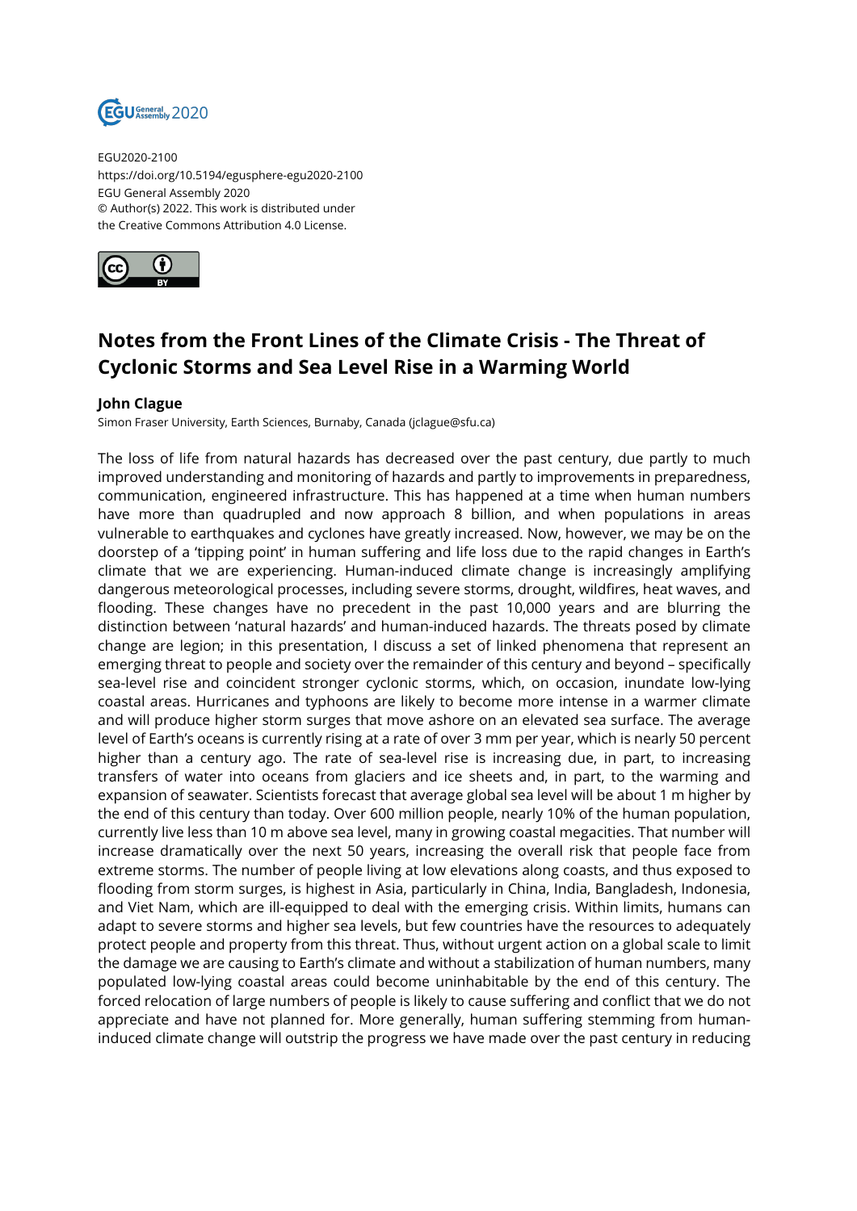EGU2020-2100
https://doi.org/10.5194/egusphere-egu2020-2100
EGU General Assembly 2020
© Author(s) 2022. This work is distributed under
the Creative Commons Attribution 4.0 License.

# Notes from the Front Lines of the Climate Crisis - The Threat of Cyclonic Storms and Sea Level Rise in a Warming World

**John Clague**

Simon Fraser University, Earth Sciences, Burnaby, Canada (jclague@sfu.ca)

The loss of life from natural hazards has decreased over the past century, due partly to much improved understanding and monitoring of hazards and partly to improvements in preparedness, communication, engineered infrastructure. This has happened at a time when human numbers have more than quadrupled and now approach 8 billion, and when populations in areas vulnerable to earthquakes and cyclones have greatly increased. Now, however, we may be on the doorstep of a 'tipping point' in human suffering and life loss due to the rapid changes in Earth's climate that we are experiencing. Human-induced climate change is increasingly amplifying dangerous meteorological processes, including severe storms, drought, wildfires, heat waves, and flooding. These changes have no precedent in the past 10,000 years and are blurring the distinction between 'natural hazards' and human-induced hazards. The threats posed by climate change are legion; in this presentation, I discuss a set of linked phenomena that represent an emerging threat to people and society over the remainder of this century and beyond – specifically sea-level rise and coincident stronger cyclonic storms, which, on occasion, inundate low-lying coastal areas. Hurricanes and typhoons are likely to become more intense in a warmer climate and will produce higher storm surges that move ashore on an elevated sea surface. The average level of Earth's oceans is currently rising at a rate of over 3 mm per year, which is nearly 50 percent higher than a century ago. The rate of sea-level rise is increasing due, in part, to increasing transfers of water into oceans from glaciers and ice sheets and, in part, to the warming and expansion of seawater. Scientists forecast that average global sea level will be about 1 m higher by the end of this century than today. Over 600 million people, nearly 10% of the human population, currently live less than 10 m above sea level, many in growing coastal megacities. That number will increase dramatically over the next 50 years, increasing the overall risk that people face from extreme storms. The number of people living at low elevations along coasts, and thus exposed to flooding from storm surges, is highest in Asia, particularly in China, India, Bangladesh, Indonesia, and Viet Nam, which are ill-equipped to deal with the emerging crisis. Within limits, humans can adapt to severe storms and higher sea levels, but few countries have the resources to adequately protect people and property from this threat. Thus, without urgent action on a global scale to limit the damage we are causing to Earth's climate and without a stabilization of human numbers, many populated low-lying coastal areas could become uninhabitable by the end of this century. The forced relocation of large numbers of people is likely to cause suffering and conflict that we do not appreciate and have not planned for. More generally, human suffering stemming from human-induced climate change will outstrip the progress we have made over the past century in reducing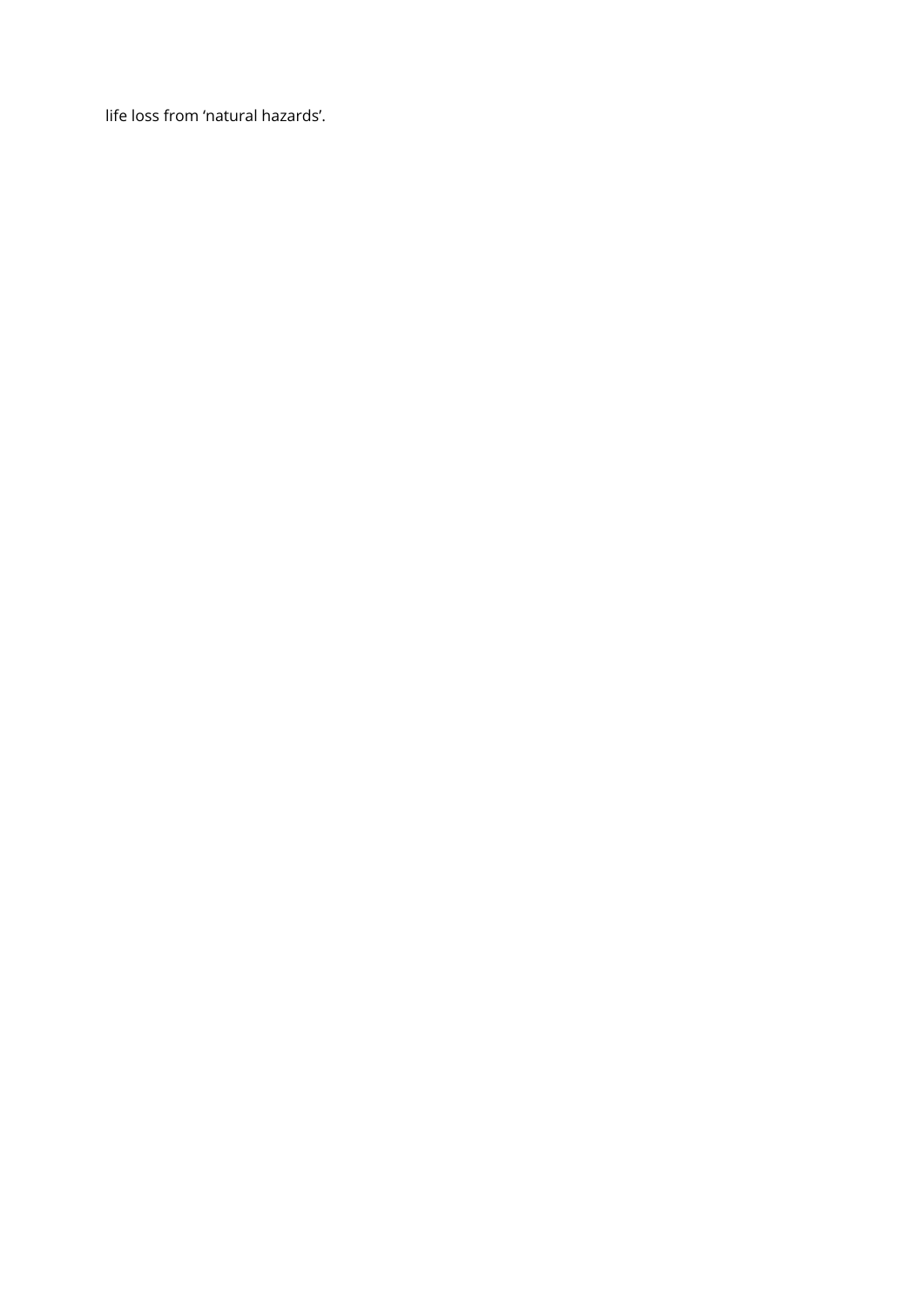life loss from ‘natural hazards’.